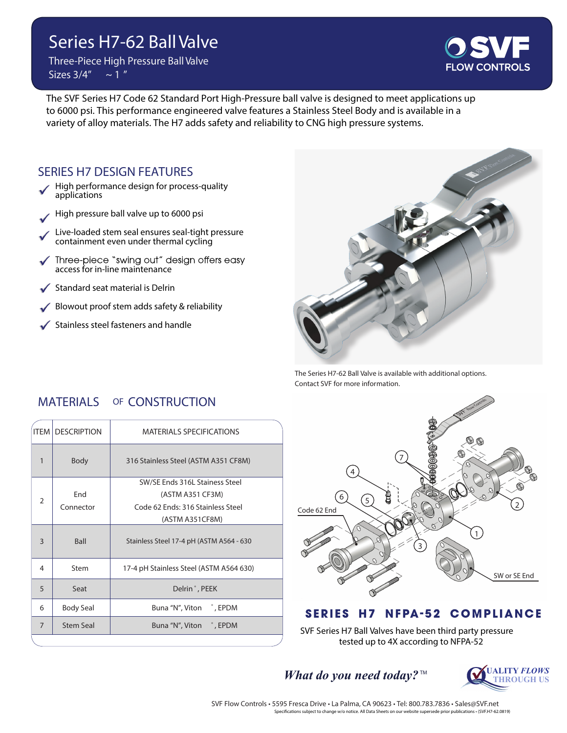# Series H7-62 Ball Valve

Three-Piece High Pressure Ball Valve
Sizes 3/4" ~ 1 "

SVF FLOW CONTROLS

The SVF Series H7 Code 62 Standard Port High-Pressure ball valve is designed to meet applications up to 6000 psi. This performance engineered valve features a Stainless Steel Body and is available in a variety of alloy materials. The H7 adds safety and reliability to CNG high pressure systems.

## SERIES H7 DESIGN FEATURES

- ✓ High performance design for process-quality applications
- ✓ High pressure ball valve up to 6000 psi
- ✓ Live-loaded stem seal ensures seal-tight pressure containment even under thermal cycling
- ✓ Three-piece "swing out" design offers easy access for in-line maintenance
- ✓ Standard seat material is Delrin
- ✓ Blowout proof stem adds safety & reliability
- ✓ Stainless steel fasteners and handle

The Series H7-62 Ball Valve is available with additional options. Contact SVF for more information.

## MATERIALS OF CONSTRUCTION

| ITEM | DESCRIPTION | MATERIALS SPECIFICATIONS |
|---|---|---|
| 1 | Body | 316 Stainless Steel (ASTM A351 CF8M) |
| 2 | End Connector | SW/SE Ends 316L Stainess Steel (ASTM A351 CF3M) Code 62 Ends: 316 Stainless Steel (ASTM A351CF8M) |
| 3 | Ball | Stainless Steel 17-4 pH (ASTM A564 - 630 |
| 4 | Stem | 17-4 pH Stainless Steel (ASTM A564 630) |
| 5 | Seat | Delrin®, PEEK |
| 6 | Body Seal | Buna "N", Viton®, EPDM |
| 7 | Stem Seal | Buna "N", Viton®, EPDM |

Code 62 End

SW or SE End

## SERIES H7 NFPA-52 COMPLIANCE

SVF Series H7 Ball Valves have been third party pressure tested up to 4X according to NFPA-52

*What do you need today?*™

QUALITY FLOWS THROUGH US

SVF Flow Controls • 5595 Fresca Drive • La Palma, CA 90623 • Tel: 800.783.7836 • Sales@SVF.net
Specifications subject to change w/o notice. All Data Sheets on our website supersede prior publications • (SVF.H7-62.0819)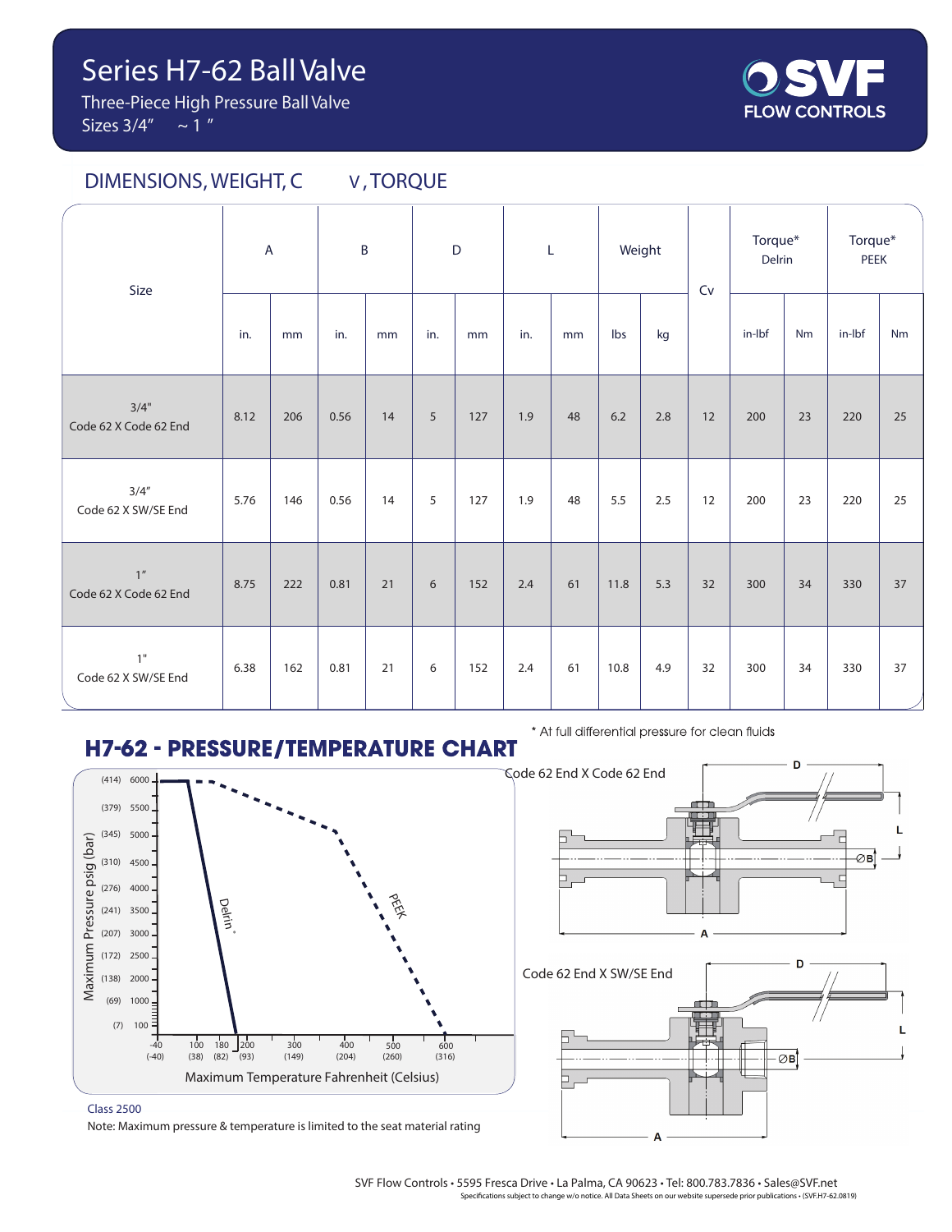# Series H7-62 Ball Valve

Three-Piece High Pressure Ball Valve

Sizes 3/4" ~ 1 "

SVF FLOW CONTROLS

## DIMENSIONS, WEIGHT, C V, TORQUE

| Size | A | | B | | D | | L | | Weight | | Cv | Torque* Delrin | | Torque* PEEK | |
|---|---|---|---|---|---|---|---|---|---|---|---|---|---|---|---|
| | in. | mm | in. | mm | in. | mm | in. | mm | lbs | kg | | in-lbf | Nm | in-lbf | Nm |
| 3/4" Code 62 X Code 62 End | 8.12 | 206 | 0.56 | 14 | 5 | 127 | 1.9 | 48 | 6.2 | 2.8 | 12 | 200 | 23 | 220 | 25 |
| 3/4" Code 62 X SW/SE End | 5.76 | 146 | 0.56 | 14 | 5 | 127 | 1.9 | 48 | 5.5 | 2.5 | 12 | 200 | 23 | 220 | 25 |
| 1" Code 62 X Code 62 End | 8.75 | 222 | 0.81 | 21 | 6 | 152 | 2.4 | 61 | 11.8 | 5.3 | 32 | 300 | 34 | 330 | 37 |
| 1" Code 62 X SW/SE End | 6.38 | 162 | 0.81 | 21 | 6 | 152 | 2.4 | 61 | 10.8 | 4.9 | 32 | 300 | 34 | 330 | 37 |

\* At full differential pressure for clean fluids

## H7-62 - PRESSURE/TEMPERATURE CHART

Maximum Pressure psig (bar): 6000 (414), 5500 (379), 5000 (345), 4500 (310), 4000 (276), 3500 (241), 3000 (207), 2500 (172), 2000 (138), 1000 (69), 100 (7)

Maximum Temperature Fahrenheit (Celsius): -40 (-40), 100 (38), 180 (82), 200 (93), 300 (149), 400 (204), 500 (260), 600 (316)

Curves: Delrin*, PEEK

Class 2500

Note: Maximum pressure & temperature is limited to the seat material rating

Code 62 End X Code 62 End

Code 62 End X SW/SE End

SVF Flow Controls • 5595 Fresca Drive • La Palma, CA 90623 • Tel: 800.783.7836 • Sales@SVF.net

Specifications subject to change w/o notice. All Data Sheets on our website supersede prior publications • (SVF.H7-62.0819)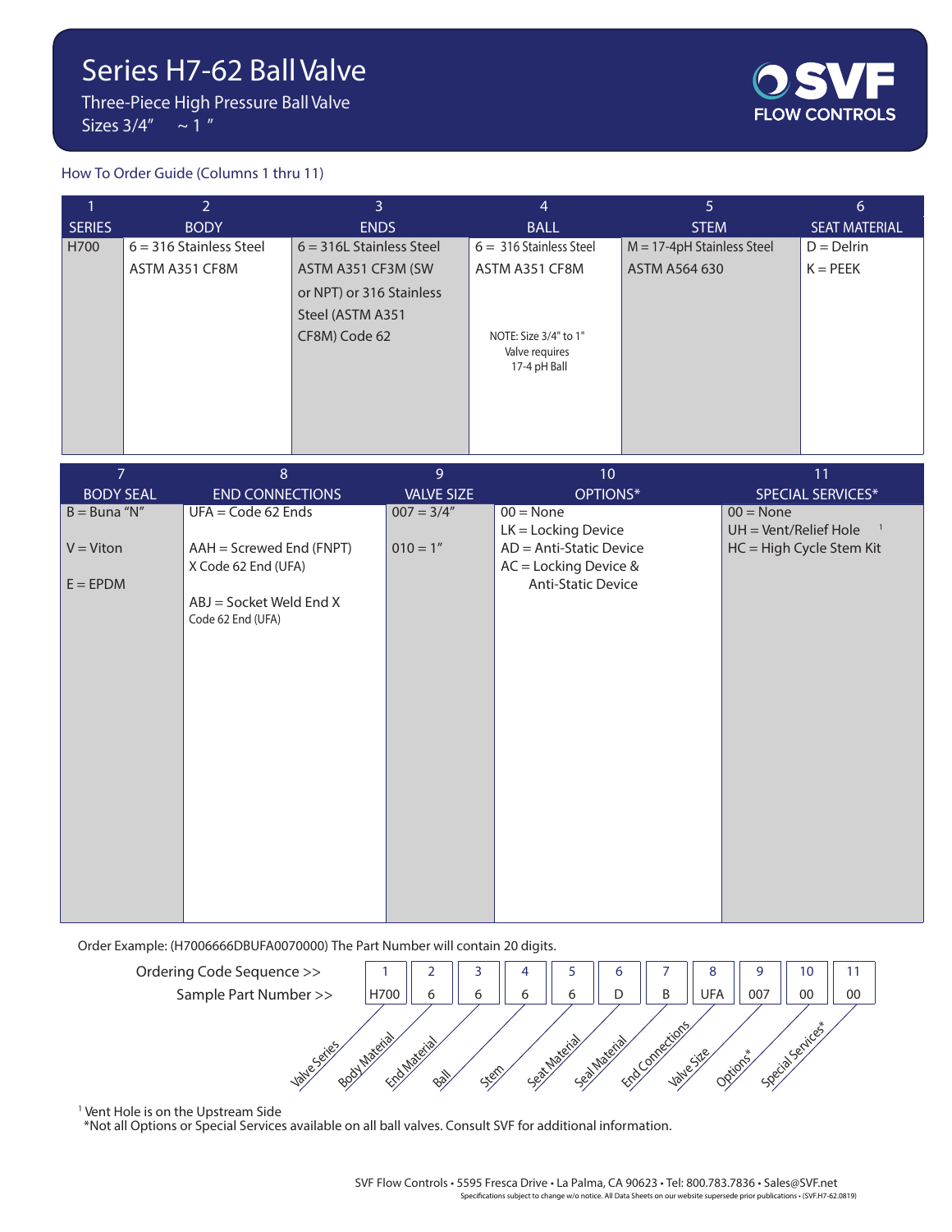# Series H7-62 Ball Valve

Three-Piece High Pressure Ball Valve
Sizes 3/4" ~ 1 "

**SVF FLOW CONTROLS**

## How To Order Guide (Columns 1 thru 11)

| 1 SERIES | 2 BODY | 3 ENDS | 4 BALL | 5 STEM | 6 SEAT MATERIAL |
|---|---|---|---|---|---|
| H700 | 6 = 316 Stainless Steel ASTM A351 CF8M | 6 = 316L Stainless Steel ASTM A351 CF3M (SW or NPT) or 316 Stainless Steel (ASTM A351 CF8M) Code 62 | 6 = 316 Stainless Steel ASTM A351 CF8M<br><br>NOTE: Size 3/4" to 1" Valve requires 17-4 pH Ball | M = 17-4pH Stainless Steel ASTM A564 630 | D = Delrin<br>K = PEEK |

| 7 BODY SEAL | 8 END CONNECTIONS | 9 VALVE SIZE | 10 OPTIONS* | 11 SPECIAL SERVICES* |
|---|---|---|---|---|
| B = Buna "N"<br>V = Viton<br>E = EPDM | UFA = Code 62 Ends<br>AAH = Screwed End (FNPT) X Code 62 End (UFA)<br>ABJ = Socket Weld End X Code 62 End (UFA) | 007 = 3/4"<br>010 = 1" | 00 = None<br>LK = Locking Device<br>AD = Anti-Static Device<br>AC = Locking Device & Anti-Static Device | 00 = None<br>UH = Vent/Relief Hole [1]<br>HC = High Cycle Stem Kit |

Order Example: (H7006666DBUFA0070000) The Part Number will contain 20 digits.

| | 1 | 2 | 3 | 4 | 5 | 6 | 7 | 8 | 9 | 10 | 11 |
|---|---|---|---|---|---|---|---|---|---|---|---|
| Ordering Code Sequence >> | 1 | 2 | 3 | 4 | 5 | 6 | 7 | 8 | 9 | 10 | 11 |
| Sample Part Number >> | H700 | 6 | 6 | 6 | 6 | D | B | UFA | 007 | 00 | 00 |
| | Valve Series | Body Material | End Material | Ball | Stem | Seat Material | Seal Material | End Connections | Valve Size | Options* | Special Services* |

[1] Vent Hole is on the Upstream Side
*Not all Options or Special Services available on all ball valves. Consult SVF for additional information.

SVF Flow Controls • 5595 Fresca Drive • La Palma, CA 90623 • Tel: 800.783.7836 • Sales@SVF.net
Specifications subject to change w/o notice. All Data Sheets on our website supersede prior publications • (SVF.H7-62.0819)